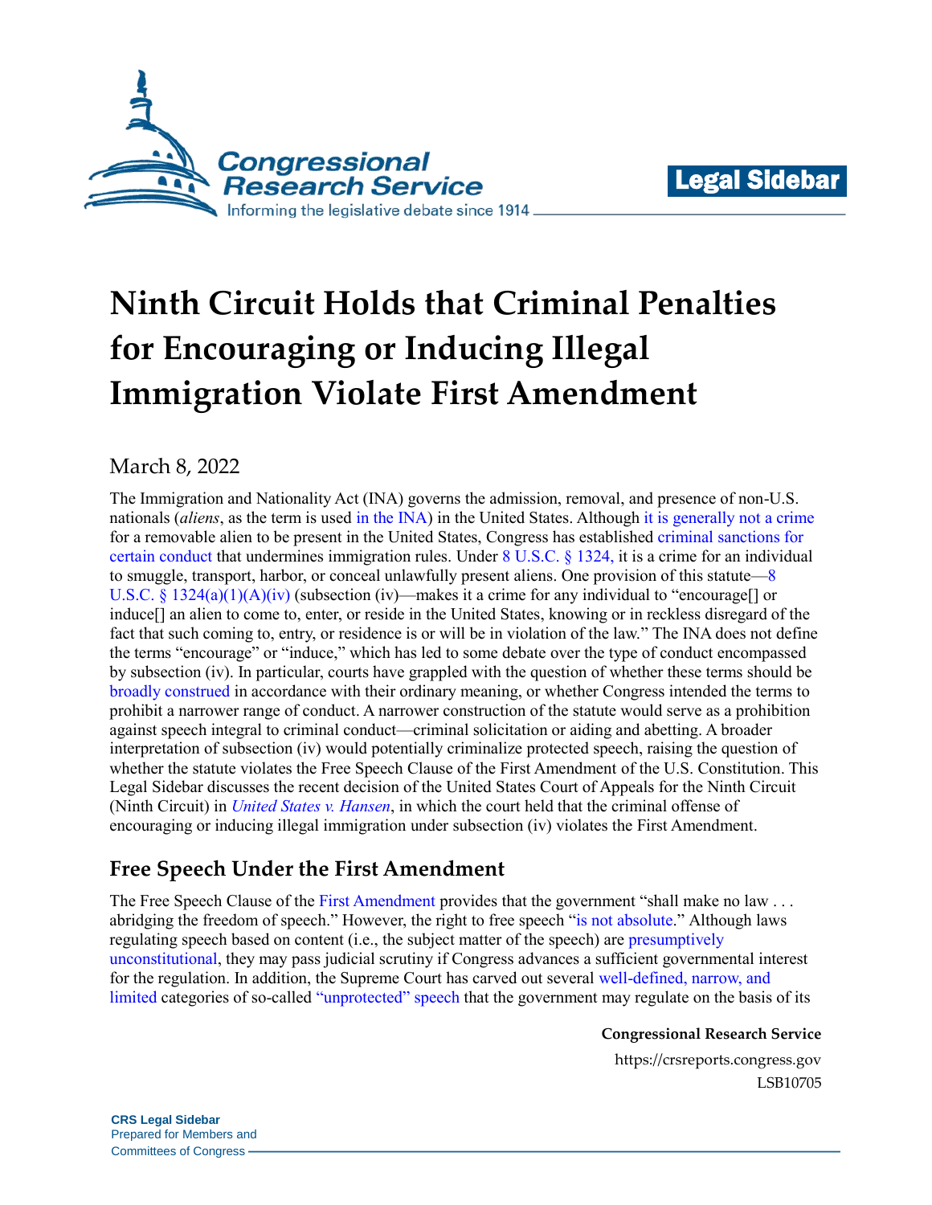# Ninth Circuit Holds that Criminal Penalties for Encouraging or Inducing Illegal Immigration Violate First Amendment

March 8, 2022

The Immigration and Nationality Act (INA) governs the admission, removal, and presence of non-U.S. nationals (*aliens*, as the term is used in the INA) in the United States. Although it is generally not a crime for a removable alien to be present in the United States, Congress has established criminal sanctions for certain conduct that undermines immigration rules. Under 8 U.S.C. § 1324, it is a crime for an individual to smuggle, transport, harbor, or conceal unlawfully present aliens. One provision of this statute—8 U.S.C. § 1324(a)(1)(A)(iv) (subsection (iv)—makes it a crime for any individual to "encourage[] or induce[] an alien to come to, enter, or reside in the United States, knowing or in reckless disregard of the fact that such coming to, entry, or residence is or will be in violation of the law." The INA does not define the terms "encourage" or "induce," which has led to some debate over the type of conduct encompassed by subsection (iv). In particular, courts have grappled with the question of whether these terms should be broadly construed in accordance with their ordinary meaning, or whether Congress intended the terms to prohibit a narrower range of conduct. A narrower construction of the statute would serve as a prohibition against speech integral to criminal conduct—criminal solicitation or aiding and abetting. A broader interpretation of subsection (iv) would potentially criminalize protected speech, raising the question of whether the statute violates the Free Speech Clause of the First Amendment of the U.S. Constitution. This Legal Sidebar discusses the recent decision of the United States Court of Appeals for the Ninth Circuit (Ninth Circuit) in *United States v. Hansen*, in which the court held that the criminal offense of encouraging or inducing illegal immigration under subsection (iv) violates the First Amendment.

## Free Speech Under the First Amendment

The Free Speech Clause of the First Amendment provides that the government "shall make no law . . . abridging the freedom of speech." However, the right to free speech "is not absolute." Although laws regulating speech based on content (i.e., the subject matter of the speech) are presumptively unconstitutional, they may pass judicial scrutiny if Congress advances a sufficient governmental interest for the regulation. In addition, the Supreme Court has carved out several well-defined, narrow, and limited categories of so-called "unprotected" speech that the government may regulate on the basis of its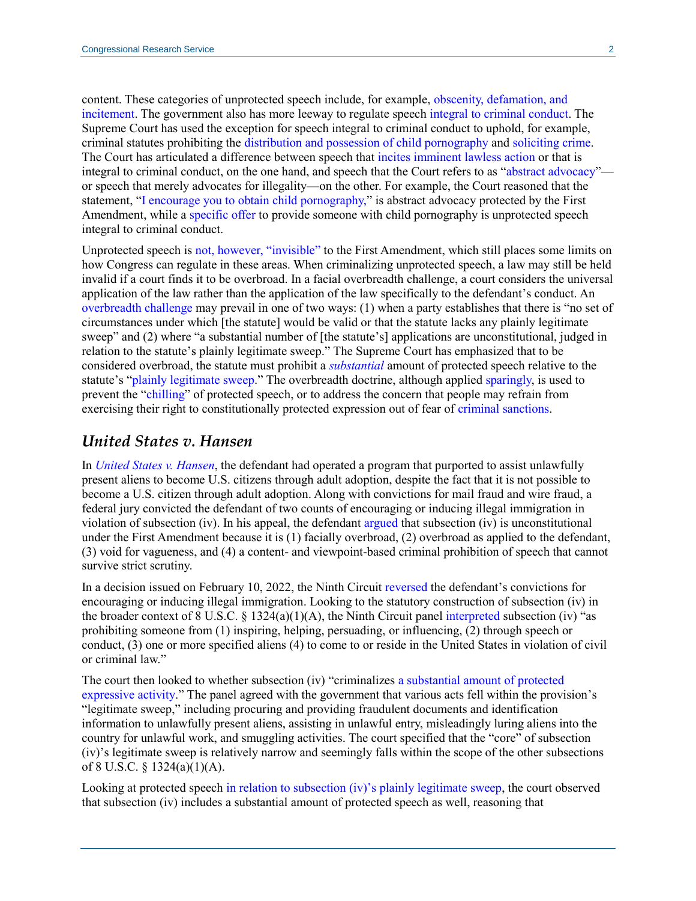content. These categories of unprotected speech include, for example, obscenity, defamation, and incitement. The government also has more leeway to regulate speech integral to criminal conduct. The Supreme Court has used the exception for speech integral to criminal conduct to uphold, for example, criminal statutes prohibiting the distribution and possession of child pornography and soliciting crime. The Court has articulated a difference between speech that incites imminent lawless action or that is integral to criminal conduct, on the one hand, and speech that the Court refers to as "abstract advocacy"—or speech that merely advocates for illegality—on the other. For example, the Court reasoned that the statement, "I encourage you to obtain child pornography," is abstract advocacy protected by the First Amendment, while a specific offer to provide someone with child pornography is unprotected speech integral to criminal conduct.

Unprotected speech is not, however, "invisible" to the First Amendment, which still places some limits on how Congress can regulate in these areas. When criminalizing unprotected speech, a law may still be held invalid if a court finds it to be overbroad. In a facial overbreadth challenge, a court considers the universal application of the law rather than the application of the law specifically to the defendant's conduct. An overbreadth challenge may prevail in one of two ways: (1) when a party establishes that there is "no set of circumstances under which [the statute] would be valid or that the statute lacks any plainly legitimate sweep" and (2) where "a substantial number of [the statute's] applications are unconstitutional, judged in relation to the statute's plainly legitimate sweep." The Supreme Court has emphasized that to be considered overbroad, the statute must prohibit a *substantial* amount of protected speech relative to the statute's "plainly legitimate sweep." The overbreadth doctrine, although applied sparingly, is used to prevent the "chilling" of protected speech, or to address the concern that people may refrain from exercising their right to constitutionally protected expression out of fear of criminal sanctions.

## *United States v. Hansen*

In *United States v. Hansen*, the defendant had operated a program that purported to assist unlawfully present aliens to become U.S. citizens through adult adoption, despite the fact that it is not possible to become a U.S. citizen through adult adoption. Along with convictions for mail fraud and wire fraud, a federal jury convicted the defendant of two counts of encouraging or inducing illegal immigration in violation of subsection (iv). In his appeal, the defendant argued that subsection (iv) is unconstitutional under the First Amendment because it is (1) facially overbroad, (2) overbroad as applied to the defendant, (3) void for vagueness, and (4) a content- and viewpoint-based criminal prohibition of speech that cannot survive strict scrutiny.

In a decision issued on February 10, 2022, the Ninth Circuit reversed the defendant's convictions for encouraging or inducing illegal immigration. Looking to the statutory construction of subsection (iv) in the broader context of 8 U.S.C. § 1324(a)(1)(A), the Ninth Circuit panel interpreted subsection (iv) "as prohibiting someone from (1) inspiring, helping, persuading, or influencing, (2) through speech or conduct, (3) one or more specified aliens (4) to come to or reside in the United States in violation of civil or criminal law."

The court then looked to whether subsection (iv) "criminalizes a substantial amount of protected expressive activity." The panel agreed with the government that various acts fell within the provision's "legitimate sweep," including procuring and providing fraudulent documents and identification information to unlawfully present aliens, assisting in unlawful entry, misleadingly luring aliens into the country for unlawful work, and smuggling activities. The court specified that the "core" of subsection (iv)'s legitimate sweep is relatively narrow and seemingly falls within the scope of the other subsections of 8 U.S.C. § 1324(a)(1)(A).

Looking at protected speech in relation to subsection (iv)'s plainly legitimate sweep, the court observed that subsection (iv) includes a substantial amount of protected speech as well, reasoning that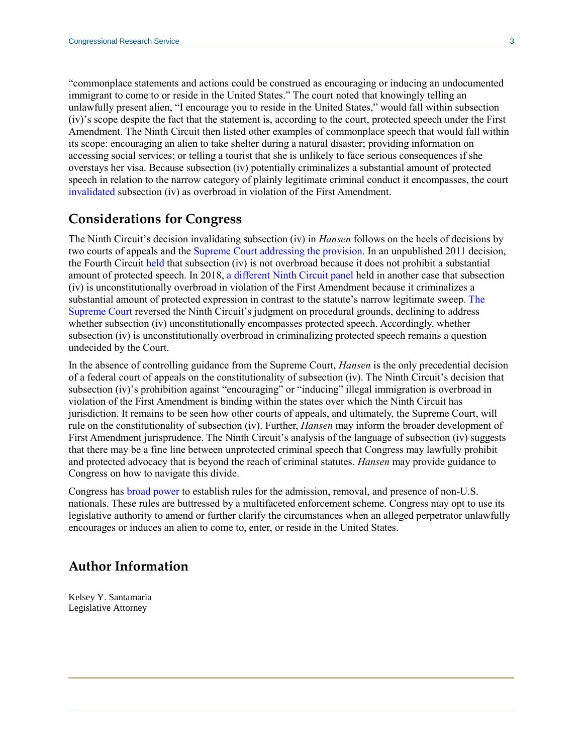"commonplace statements and actions could be construed as encouraging or inducing an undocumented immigrant to come to or reside in the United States." The court noted that knowingly telling an unlawfully present alien, "I encourage you to reside in the United States," would fall within subsection (iv)'s scope despite the fact that the statement is, according to the court, protected speech under the First Amendment. The Ninth Circuit then listed other examples of commonplace speech that would fall within its scope: encouraging an alien to take shelter during a natural disaster; providing information on accessing social services; or telling a tourist that she is unlikely to face serious consequences if she overstays her visa. Because subsection (iv) potentially criminalizes a substantial amount of protected speech in relation to the narrow category of plainly legitimate criminal conduct it encompasses, the court invalidated subsection (iv) as overbroad in violation of the First Amendment.

## Considerations for Congress

The Ninth Circuit's decision invalidating subsection (iv) in *Hansen* follows on the heels of decisions by two courts of appeals and the Supreme Court addressing the provision. In an unpublished 2011 decision, the Fourth Circuit held that subsection (iv) is not overbroad because it does not prohibit a substantial amount of protected speech. In 2018, a different Ninth Circuit panel held in another case that subsection (iv) is unconstitutionally overbroad in violation of the First Amendment because it criminalizes a substantial amount of protected expression in contrast to the statute's narrow legitimate sweep. The Supreme Court reversed the Ninth Circuit's judgment on procedural grounds, declining to address whether subsection (iv) unconstitutionally encompasses protected speech. Accordingly, whether subsection (iv) is unconstitutionally overbroad in criminalizing protected speech remains a question undecided by the Court.

In the absence of controlling guidance from the Supreme Court, *Hansen* is the only precedential decision of a federal court of appeals on the constitutionality of subsection (iv). The Ninth Circuit's decision that subsection (iv)'s prohibition against "encouraging" or "inducing" illegal immigration is overbroad in violation of the First Amendment is binding within the states over which the Ninth Circuit has jurisdiction. It remains to be seen how other courts of appeals, and ultimately, the Supreme Court, will rule on the constitutionality of subsection (iv). Further, *Hansen* may inform the broader development of First Amendment jurisprudence. The Ninth Circuit's analysis of the language of subsection (iv) suggests that there may be a fine line between unprotected criminal speech that Congress may lawfully prohibit and protected advocacy that is beyond the reach of criminal statutes. *Hansen* may provide guidance to Congress on how to navigate this divide.

Congress has broad power to establish rules for the admission, removal, and presence of non-U.S. nationals. These rules are buttressed by a multifaceted enforcement scheme. Congress may opt to use its legislative authority to amend or further clarify the circumstances when an alleged perpetrator unlawfully encourages or induces an alien to come to, enter, or reside in the United States.

## Author Information

Kelsey Y. Santamaria
Legislative Attorney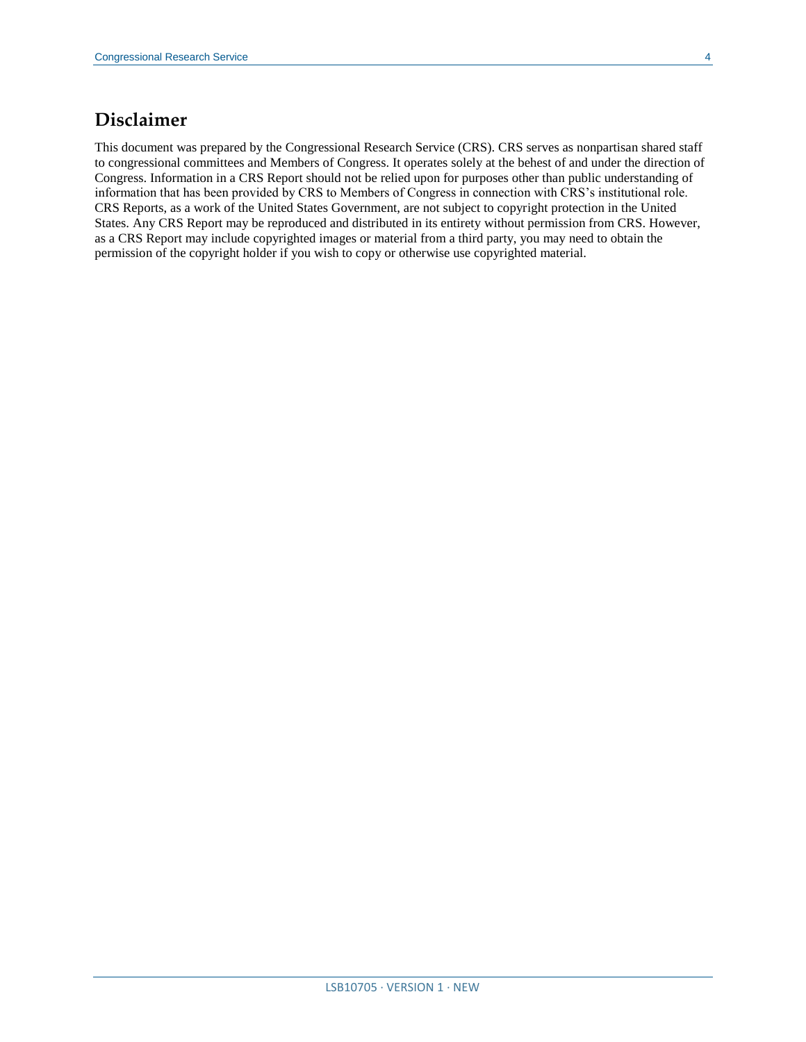## Disclaimer

This document was prepared by the Congressional Research Service (CRS). CRS serves as nonpartisan shared staff to congressional committees and Members of Congress. It operates solely at the behest of and under the direction of Congress. Information in a CRS Report should not be relied upon for purposes other than public understanding of information that has been provided by CRS to Members of Congress in connection with CRS's institutional role. CRS Reports, as a work of the United States Government, are not subject to copyright protection in the United States. Any CRS Report may be reproduced and distributed in its entirety without permission from CRS. However, as a CRS Report may include copyrighted images or material from a third party, you may need to obtain the permission of the copyright holder if you wish to copy or otherwise use copyrighted material.